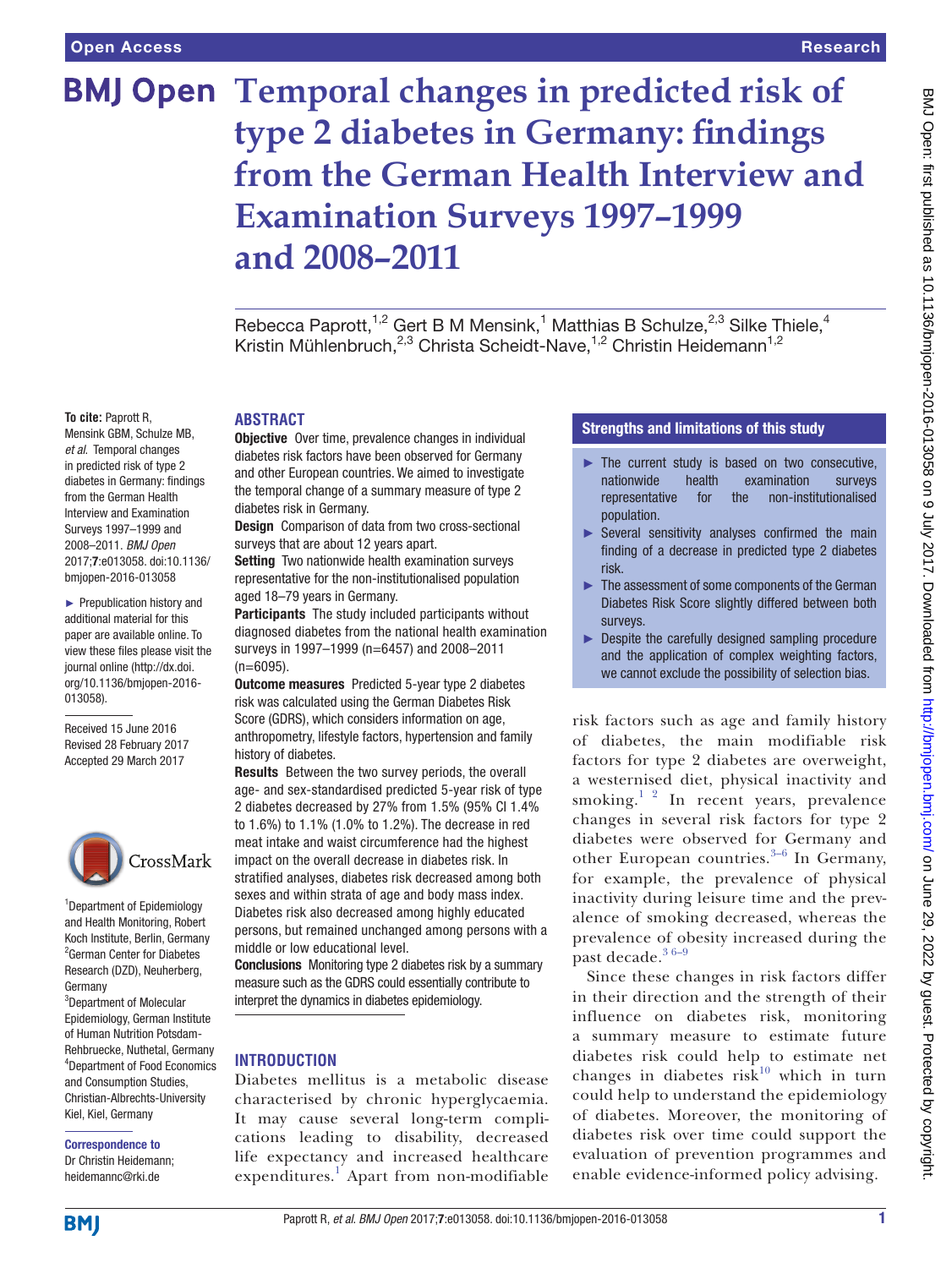# Temporal changes in predicted risk of type 2 diabetes in Germany: findings from the German Health Interview and Examination Surveys 1997–1999 and 2008–2011

Rebecca Paprott,[1,2] Gert B M Mensink,[1] Matthias B Schulze,[2,3] Silke Thiele,[4] Kristin Mühlenbruch,[2,3] Christa Scheidt-Nave,[1,2] Christin Heidemann[1,2]

**To cite:** Paprott R, Mensink GBM, Schulze MB, *et al.* Temporal changes in predicted risk of type 2 diabetes in Germany: findings from the German Health Interview and Examination Surveys 1997–1999 and 2008–2011. *BMJ Open* 2017;**7**:e013058. doi:10.1136/bmjopen-2016-013058

► Prepublication history and additional material for this paper are available online. To view these files please visit the journal online (http://dx.doi.org/10.1136/bmjopen-2016-013058).

Received 15 June 2016
Revised 28 February 2017
Accepted 29 March 2017

[1]Department of Epidemiology and Health Monitoring, Robert Koch Institute, Berlin, Germany
[2]German Center for Diabetes Research (DZD), Neuherberg, Germany
[3]Department of Molecular Epidemiology, German Institute of Human Nutrition Potsdam-Rehbruecke, Nuthetal, Germany
[4]Department of Food Economics and Consumption Studies, Christian-Albrechts-University Kiel, Kiel, Germany

**Correspondence to**
Dr Christin Heidemann; heidemannc@rki.de

## ABSTRACT

**Objective** Over time, prevalence changes in individual diabetes risk factors have been observed for Germany and other European countries. We aimed to investigate the temporal change of a summary measure of type 2 diabetes risk in Germany.

**Design** Comparison of data from two cross-sectional surveys that are about 12 years apart.

**Setting** Two nationwide health examination surveys representative for the non-institutionalised population aged 18–79 years in Germany.

**Participants** The study included participants without diagnosed diabetes from the national health examination surveys in 1997–1999 (n=6457) and 2008–2011 (n=6095).

**Outcome measures** Predicted 5-year type 2 diabetes risk was calculated using the German Diabetes Risk Score (GDRS), which considers information on age, anthropometry, lifestyle factors, hypertension and family history of diabetes.

**Results** Between the two survey periods, the overall age- and sex-standardised predicted 5-year risk of type 2 diabetes decreased by 27% from 1.5% (95% CI 1.4% to 1.6%) to 1.1% (1.0% to 1.2%). The decrease in red meat intake and waist circumference had the highest impact on the overall decrease in diabetes risk. In stratified analyses, diabetes risk decreased among both sexes and within strata of age and body mass index. Diabetes risk also decreased among highly educated persons, but remained unchanged among persons with a middle or low educational level.

**Conclusions** Monitoring type 2 diabetes risk by a summary measure such as the GDRS could essentially contribute to interpret the dynamics in diabetes epidemiology.

## Strengths and limitations of this study

- The current study is based on two consecutive, nationwide health examination surveys representative for the non-institutionalised population.
- Several sensitivity analyses confirmed the main finding of a decrease in predicted type 2 diabetes risk.
- The assessment of some components of the German Diabetes Risk Score slightly differed between both surveys.
- Despite the carefully designed sampling procedure and the application of complex weighting factors, we cannot exclude the possibility of selection bias.

## INTRODUCTION

Diabetes mellitus is a metabolic disease characterised by chronic hyperglycaemia. It may cause several long-term complications leading to disability, decreased life expectancy and increased healthcare expenditures.[1] Apart from non-modifiable risk factors such as age and family history of diabetes, the main modifiable risk factors for type 2 diabetes are overweight, a westernised diet, physical inactivity and smoking.[1 2] In recent years, prevalence changes in several risk factors for type 2 diabetes were observed for Germany and other European countries.[3–6] In Germany, for example, the prevalence of physical inactivity during leisure time and the prevalence of smoking decreased, whereas the prevalence of obesity increased during the past decade.[3 6–9]

Since these changes in risk factors differ in their direction and the strength of their influence on diabetes risk, monitoring a summary measure to estimate future diabetes risk could help to estimate net changes in diabetes risk[10] which in turn could help to understand the epidemiology of diabetes. Moreover, the monitoring of diabetes risk over time could support the evaluation of prevention programmes and enable evidence-informed policy advising.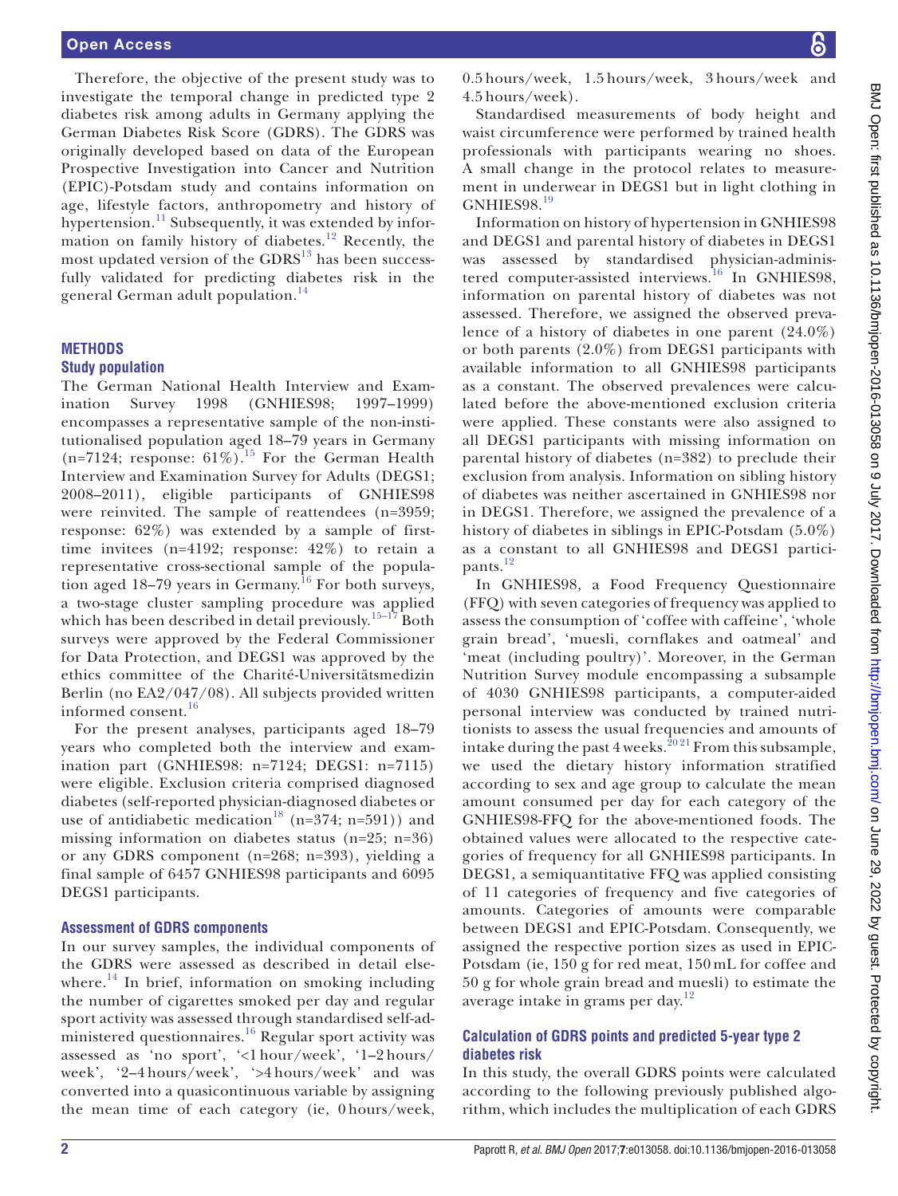Therefore, the objective of the present study was to investigate the temporal change in predicted type 2 diabetes risk among adults in Germany applying the German Diabetes Risk Score (GDRS). The GDRS was originally developed based on data of the European Prospective Investigation into Cancer and Nutrition (EPIC)-Potsdam study and contains information on age, lifestyle factors, anthropometry and history of hypertension.[11] Subsequently, it was extended by information on family history of diabetes.[12] Recently, the most updated version of the GDRS[13] has been successfully validated for predicting diabetes risk in the general German adult population.[14]

## METHODS

### Study population

The German National Health Interview and Examination Survey 1998 (GNHIES98; 1997–1999) encompasses a representative sample of the non-institutionalised population aged 18–79 years in Germany (n=7124; response: 61%).[15] For the German Health Interview and Examination Survey for Adults (DEGS1; 2008–2011), eligible participants of GNHIES98 were reinvited. The sample of reattendees (n=3959; response: 62%) was extended by a sample of first-time invitees (n=4192; response: 42%) to retain a representative cross-sectional sample of the population aged 18–79 years in Germany.[16] For both surveys, a two-stage cluster sampling procedure was applied which has been described in detail previously.[15–17] Both surveys were approved by the Federal Commissioner for Data Protection, and DEGS1 was approved by the ethics committee of the Charité-Universitätsmedizin Berlin (no EA2/047/08). All subjects provided written informed consent.[16]

For the present analyses, participants aged 18–79 years who completed both the interview and examination part (GNHIES98: n=7124; DEGS1: n=7115) were eligible. Exclusion criteria comprised diagnosed diabetes (self-reported physician-diagnosed diabetes or use of antidiabetic medication[18] (n=374; n=591)) and missing information on diabetes status (n=25; n=36) or any GDRS component (n=268; n=393), yielding a final sample of 6457 GNHIES98 participants and 6095 DEGS1 participants.

### Assessment of GDRS components

In our survey samples, the individual components of the GDRS were assessed as described in detail elsewhere.[14] In brief, information on smoking including the number of cigarettes smoked per day and regular sport activity was assessed through standardised self-administered questionnaires.[16] Regular sport activity was assessed as 'no sport', '<1 hour/week', '1–2 hours/week', '2–4 hours/week', '>4 hours/week' and was converted into a quasicontinuous variable by assigning the mean time of each category (ie, 0 hours/week, 0.5 hours/week, 1.5 hours/week, 3 hours/week and 4.5 hours/week).

Standardised measurements of body height and waist circumference were performed by trained health professionals with participants wearing no shoes. A small change in the protocol relates to measurement in underwear in DEGS1 but in light clothing in GNHIES98.[19]

Information on history of hypertension in GNHIES98 and DEGS1 and parental history of diabetes in DEGS1 was assessed by standardised physician-administered computer-assisted interviews.[16] In GNHIES98, information on parental history of diabetes was not assessed. Therefore, we assigned the observed prevalence of a history of diabetes in one parent (24.0%) or both parents (2.0%) from DEGS1 participants with available information to all GNHIES98 participants as a constant. The observed prevalences were calculated before the above-mentioned exclusion criteria were applied. These constants were also assigned to all DEGS1 participants with missing information on parental history of diabetes (n=382) to preclude their exclusion from analysis. Information on sibling history of diabetes was neither ascertained in GNHIES98 nor in DEGS1. Therefore, we assigned the prevalence of a history of diabetes in siblings in EPIC-Potsdam (5.0%) as a constant to all GNHIES98 and DEGS1 participants.[12]

In GNHIES98, a Food Frequency Questionnaire (FFQ) with seven categories of frequency was applied to assess the consumption of 'coffee with caffeine', 'whole grain bread', 'muesli, cornflakes and oatmeal' and 'meat (including poultry)'. Moreover, in the German Nutrition Survey module encompassing a subsample of 4030 GNHIES98 participants, a computer-aided personal interview was conducted by trained nutritionists to assess the usual frequencies and amounts of intake during the past 4 weeks.[20,21] From this subsample, we used the dietary history information stratified according to sex and age group to calculate the mean amount consumed per day for each category of the GNHIES98-FFQ for the above-mentioned foods. The obtained values were allocated to the respective categories of frequency for all GNHIES98 participants. In DEGS1, a semiquantitative FFQ was applied consisting of 11 categories of frequency and five categories of amounts. Categories of amounts were comparable between DEGS1 and EPIC-Potsdam. Consequently, we assigned the respective portion sizes as used in EPIC-Potsdam (ie, 150 g for red meat, 150 mL for coffee and 50 g for whole grain bread and muesli) to estimate the average intake in grams per day.[12]

### Calculation of GDRS points and predicted 5-year type 2 diabetes risk

In this study, the overall GDRS points were calculated according to the following previously published algorithm, which includes the multiplication of each GDRS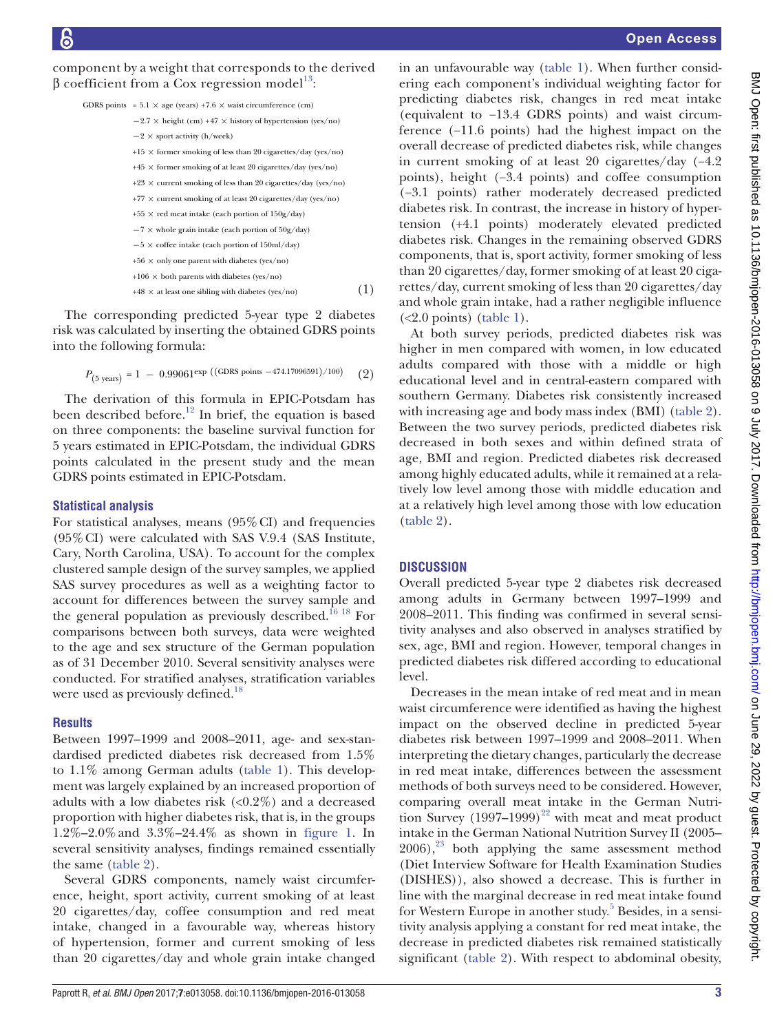component by a weight that corresponds to the derived β coefficient from a Cox regression model[13]:

$$
\begin{aligned}
\text{GDRS points} = {} & 5.1 \times \text{age (years)} + 7.6 \times \text{waist circumference (cm)} \\
& -2.7 \times \text{height (cm)} + 47 \times \text{history of hypertension (yes/no)} \\
& -2 \times \text{sport activity (h/week)} \\
& +15 \times \text{former smoking of less than 20 cigarettes/day (yes/no)} \\
& +45 \times \text{former smoking of at least 20 cigarettes/day (yes/no)} \\
& +23 \times \text{current smoking of less than 20 cigarettes/day (yes/no)} \\
& +77 \times \text{current smoking of at least 20 cigarettes/day (yes/no)} \\
& +55 \times \text{red meat intake (each portion of 150g/day)} \\
& -7 \times \text{whole grain intake (each portion of 50g/day)} \\
& -5 \times \text{coffee intake (each portion of 150ml/day)} \\
& +56 \times \text{only one parent with diabetes (yes/no)} \\
& +106 \times \text{both parents with diabetes (yes/no)} \\
& +48 \times \text{at least one sibling with diabetes (yes/no)}
\end{aligned} \tag{1}
$$

The corresponding predicted 5-year type 2 diabetes risk was calculated by inserting the obtained GDRS points into the following formula:

$$P_{(5\text{ years})} = 1 - 0.99061^{\exp\left((\text{GDRS points} - 474.17096591)/100\right)} \tag{2}$$

The derivation of this formula in EPIC-Potsdam has been described before.[12] In brief, the equation is based on three components: the baseline survival function for 5 years estimated in EPIC-Potsdam, the individual GDRS points calculated in the present study and the mean GDRS points estimated in EPIC-Potsdam.

### Statistical analysis

For statistical analyses, means (95% CI) and frequencies (95% CI) were calculated with SAS V.9.4 (SAS Institute, Cary, North Carolina, USA). To account for the complex clustered sample design of the survey samples, we applied SAS survey procedures as well as a weighting factor to account for differences between the survey sample and the general population as previously described.[16 18] For comparisons between both surveys, data were weighted to the age and sex structure of the German population as of 31 December 2010. Several sensitivity analyses were conducted. For stratified analyses, stratification variables were used as previously defined.[18]

### Results

Between 1997–1999 and 2008–2011, age- and sex-standardised predicted diabetes risk decreased from 1.5% to 1.1% among German adults (table 1). This development was largely explained by an increased proportion of adults with a low diabetes risk (<0.2%) and a decreased proportion with higher diabetes risk, that is, in the groups 1.2%–2.0% and 3.3%–24.4% as shown in figure 1. In several sensitivity analyses, findings remained essentially the same (table 2).

Several GDRS components, namely waist circumference, height, sport activity, current smoking of at least 20 cigarettes/day, coffee consumption and red meat intake, changed in a favourable way, whereas history of hypertension, former and current smoking of less than 20 cigarettes/day and whole grain intake changed in an unfavourable way (table 1). When further considering each component's individual weighting factor for predicting diabetes risk, changes in red meat intake (equivalent to −13.4 GDRS points) and waist circumference (−11.6 points) had the highest impact on the overall decrease of predicted diabetes risk, while changes in current smoking of at least 20 cigarettes/day (−4.2 points), height (−3.4 points) and coffee consumption (−3.1 points) rather moderately decreased predicted diabetes risk. In contrast, the increase in history of hypertension (+4.1 points) moderately elevated predicted diabetes risk. Changes in the remaining observed GDRS components, that is, sport activity, former smoking of less than 20 cigarettes/day, former smoking of at least 20 cigarettes/day, current smoking of less than 20 cigarettes/day and whole grain intake, had a rather negligible influence (<2.0 points) (table 1).

At both survey periods, predicted diabetes risk was higher in men compared with women, in low educated adults compared with those with a middle or high educational level and in central-eastern compared with southern Germany. Diabetes risk consistently increased with increasing age and body mass index (BMI) (table 2). Between the two survey periods, predicted diabetes risk decreased in both sexes and within defined strata of age, BMI and region. Predicted diabetes risk decreased among highly educated adults, while it remained at a relatively low level among those with middle education and at a relatively high level among those with low education (table 2).

## DISCUSSION

Overall predicted 5-year type 2 diabetes risk decreased among adults in Germany between 1997–1999 and 2008–2011. This finding was confirmed in several sensitivity analyses and also observed in analyses stratified by sex, age, BMI and region. However, temporal changes in predicted diabetes risk differed according to educational level.

Decreases in the mean intake of red meat and in mean waist circumference were identified as having the highest impact on the observed decline in predicted 5-year diabetes risk between 1997–1999 and 2008–2011. When interpreting the dietary changes, particularly the decrease in red meat intake, differences between the assessment methods of both surveys need to be considered. However, comparing overall meat intake in the German Nutrition Survey (1997–1999)[22] with meat and meat product intake in the German National Nutrition Survey II (2005–2006),[23] both applying the same assessment method (Diet Interview Software for Health Examination Studies (DISHES)), also showed a decrease. This is further in line with the marginal decrease in red meat intake found for Western Europe in another study.[5] Besides, in a sensitivity analysis applying a constant for red meat intake, the decrease in predicted diabetes risk remained statistically significant (table 2). With respect to abdominal obesity,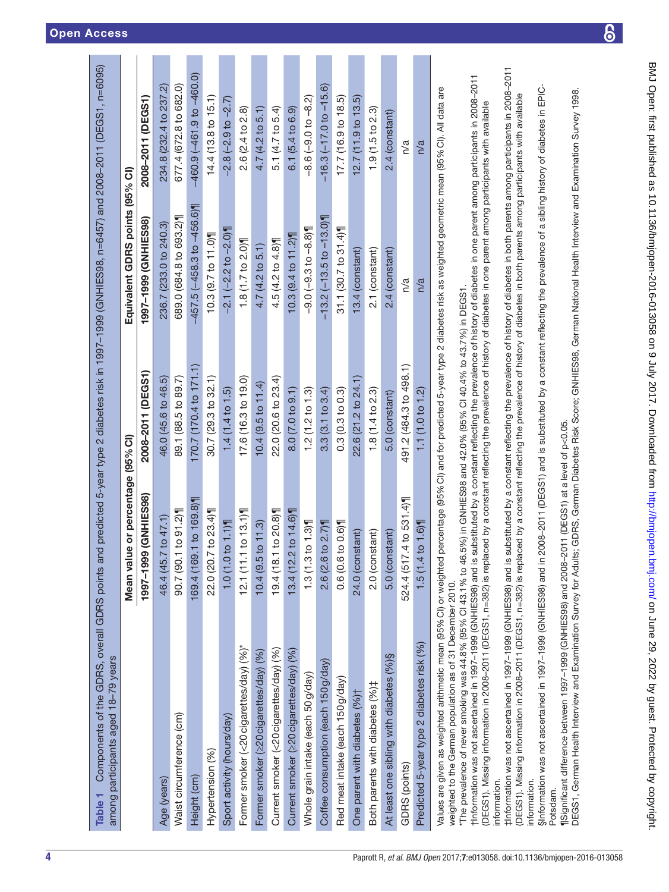**Table 1** Components of the GDRS, overall GDRS points and predicted 5-year type 2 diabetes risk in 1997–1999 (GNHIES98, n=6457) and 2008–2011 (DEGS1, n=6095) among participants aged 18–79 years

| | Mean value or percentage (95% CI) | | Equivalent GDRS points (95% CI) | |
|---|---|---|---|---|
| | 1997–1999 (GNHIES98) | 2008–2011 (DEGS1) | 1997–1999 (GNHIES98) | 2008–2011 (DEGS1) |
| Age (years) | 46.4 (45.7 to 47.1) | 46.0 (45.6 to 46.5) | 236.7 (233.0 to 240.3) | 234.8 (232.4 to 237.2) |
| Waist circumference (cm) | 90.7 (90.1 to 91.2)¶ | 89.1 (88.5 to 89.7) | 689.0 (684.8 to 693.2)¶ | 677.4 (672.8 to 682.0) |
| Height (cm) | 169.4 (169.1 to 169.8)¶ | 170.7 (170.4 to 171.1) | −457.5 (−458.3 to −456.6)¶ | −460.9 (−461.9 to −460.0) |
| Hypertension (%) | 22.0 (20.7 to 23.4)¶ | 30.7 (29.3 to 32.1) | 10.3 (9.7 to 11.0)¶ | 14.4 (13.8 to 15.1) |
| Sport activity (hours/day) | 1.0 (1.0 to 1.1)¶ | 1.4 (1.4 to 1.5) | −2.1 (−2.2 to −2.0)¶ | −2.8 (−2.9 to −2.7) |
| Former smoker (<20 cigarettes/day) (%)* | 12.1 (11.1 to 13.1)¶ | 17.6 (16.3 to 19.0) | 1.8 (1.7 to 2.0)¶ | 2.6 (2.4 to 2.8) |
| Former smoker (≥20 cigarettes/day) (%) | 10.4 (9.5 to 11.3) | 10.4 (9.5 to 11.4) | 4.7 (4.2 to 5.1) | 4.7 (4.2 to 5.1) |
| Current smoker (<20 cigarettes/day) (%) | 19.4 (18.1 to 20.8)¶ | 22.0 (20.6 to 23.4) | 4.5 (4.2 to 4.8)¶ | 5.1 (4.7 to 5.4) |
| Current smoker (≥20 cigarettes/day) (%) | 13.4 (12.2 to 14.6)¶ | 8.0 (7.0 to 9.1) | 10.3 (9.4 to 11.2)¶ | 6.1 (5.4 to 6.9) |
| Whole grain intake (each 50 g/day) | 1.3 (1.3 to 1.3)¶ | 1.2 (1.2 to 1.3) | −9.0 (−9.3 to −8.8)¶ | −8.6 (−9.0 to −8.2) |
| Coffee consumption (each 150 g/day) | 2.6 (2.6 to 2.7)¶ | 3.3 (3.1 to 3.4) | −13.2 (−13.5 to −13.0)¶ | −16.3 (−17.0 to −15.6) |
| Red meat intake (each 150 g/day) | 0.6 (0.6 to 0.6)¶ | 0.3 (0.3 to 0.3) | 31.1 (30.7 to 31.4)¶ | 17.7 (16.9 to 18.5) |
| One parent with diabetes (%)† | 24.0 (constant) | 22.6 (21.2 to 24.1) | 13.4 (constant) | 12.7 (11.9 to 13.5) |
| Both parents with diabetes (%)‡ | 2.0 (constant) | 1.8 (1.4 to 2.3) | 2.1 (constant) | 1.9 (1.5 to 2.3) |
| At least one sibling with diabetes (%)§ | 5.0 (constant) | 5.0 (constant) | 2.4 (constant) | 2.4 (constant) |
| GDRS (points) | 524.4 (517.4 to 531.4)¶ | 491.2 (484.3 to 498.1) | n/a | n/a |
| Predicted 5-year type 2 diabetes risk (%) | 1.5 (1.4 to 1.6)¶ | 1.1 (1.0 to 1.2) | n/a | n/a |

Values are given as weighted arithmetic mean (95% CI) or weighted percentage (95% CI) and for predicted 5-year type 2 diabetes risk as weighted geometric mean (95% CI). All data are weighted to the German population as of 31 December 2010.

*The prevalence of never smoking was 44.8% (95% CI 43.1% to 46.5%) in GNHIES98 and 42.0% (95% CI 40.4% to 43.7%) in DEGS1.

†Information was not ascertained in 1997–1999 (GNHIES98) and is substituted by a constant reflecting the prevalence of history of diabetes in one parent among participants in 2008–2011 (DEGS1). Missing information in 2008–2011 (DEGS1, n=382) is replaced by a constant reflecting the prevalence of history of diabetes in one parent among participants with available information.

‡Information was not ascertained in 1997–1999 (GNHIES98) and is substituted by a constant reflecting the prevalence of history of diabetes in both parents among participants in 2008–2011 (DEGS1). Missing information in 2008–2011 (DEGS1, n=382) is replaced by a constant reflecting the prevalence of history of diabetes in both parents among participants with available information.

§Information was not ascertained in 1997–1999 (GNHIES98) and in 2008–2011 (DEGS1) and is substituted by a constant reflecting the prevalence of a sibling history of diabetes in EPIC-Potsdam.

¶Significant difference between 1997–1999 (GNHIES98) and 2008–2011 (DEGS1) at a level of $p<0.05$.

DEGS1, German Health Interview and Examination Survey for Adults; GDRS, German Diabetes Risk Score; GNHIES98, German National Health Interview and Examination Survey 1998.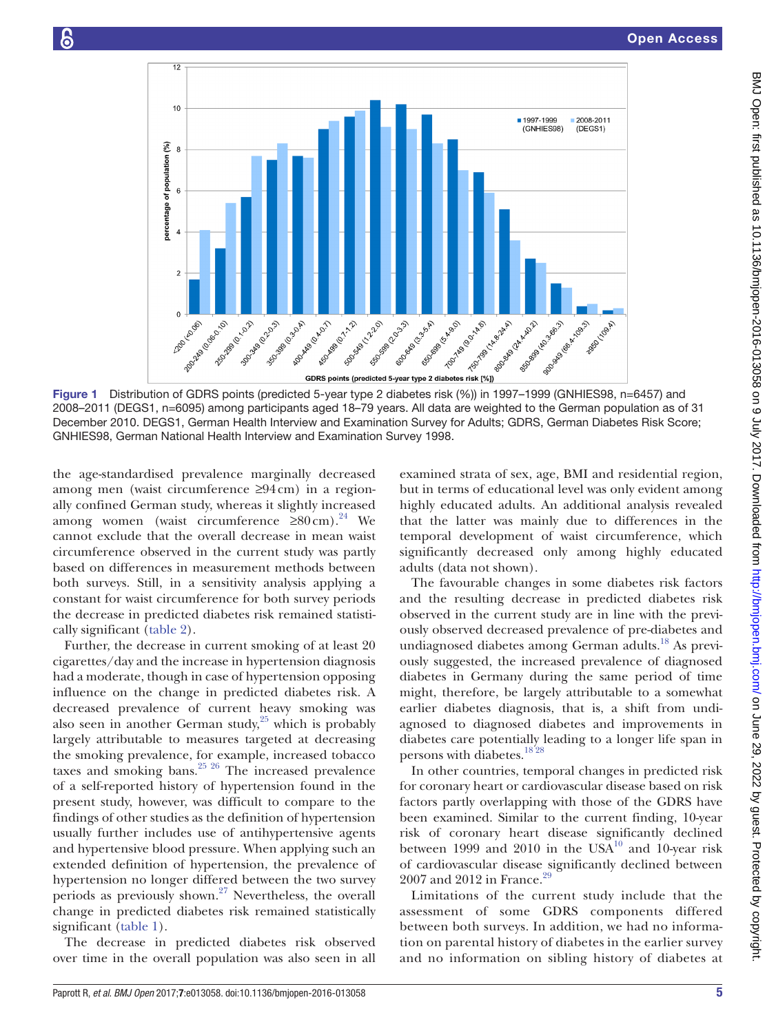Figure 1 Distribution of GDRS points (predicted 5-year type 2 diabetes risk (%)) in 1997–1999 (GNHIES98, n=6457) and 2008–2011 (DEGS1, n=6095) among participants aged 18–79 years. All data are weighted to the German population as of 31 December 2010. DEGS1, German Health Interview and Examination Survey for Adults; GDRS, German Diabetes Risk Score; GNHIES98, German National Health Interview and Examination Survey 1998.

the age-standardised prevalence marginally decreased among men (waist circumference ≥94 cm) in a regionally confined German study, whereas it slightly increased among women (waist circumference ≥80 cm).[24] We cannot exclude that the overall decrease in mean waist circumference observed in the current study was partly based on differences in measurement methods between both surveys. Still, in a sensitivity analysis applying a constant for waist circumference for both survey periods the decrease in predicted diabetes risk remained statistically significant (table 2).

Further, the decrease in current smoking of at least 20 cigarettes/day and the increase in hypertension diagnosis had a moderate, though in case of hypertension opposing influence on the change in predicted diabetes risk. A decreased prevalence of current heavy smoking was also seen in another German study,[25] which is probably largely attributable to measures targeted at decreasing the smoking prevalence, for example, increased tobacco taxes and smoking bans.[25 26] The increased prevalence of a self-reported history of hypertension found in the present study, however, was difficult to compare to the findings of other studies as the definition of hypertension usually further includes use of antihypertensive agents and hypertensive blood pressure. When applying such an extended definition of hypertension, the prevalence of hypertension no longer differed between the two survey periods as previously shown.[27] Nevertheless, the overall change in predicted diabetes risk remained statistically significant (table 1).

The decrease in predicted diabetes risk observed over time in the overall population was also seen in all examined strata of sex, age, BMI and residential region, but in terms of educational level was only evident among highly educated adults. An additional analysis revealed that the latter was mainly due to differences in the temporal development of waist circumference, which significantly decreased only among highly educated adults (data not shown).

The favourable changes in some diabetes risk factors and the resulting decrease in predicted diabetes risk observed in the current study are in line with the previously observed decreased prevalence of pre-diabetes and undiagnosed diabetes among German adults.[18] As previously suggested, the increased prevalence of diagnosed diabetes in Germany during the same period of time might, therefore, be largely attributable to a somewhat earlier diabetes diagnosis, that is, a shift from undiagnosed to diagnosed diabetes and improvements in diabetes care potentially leading to a longer life span in persons with diabetes.[18 28]

In other countries, temporal changes in predicted risk for coronary heart or cardiovascular disease based on risk factors partly overlapping with those of the GDRS have been examined. Similar to the current finding, 10-year risk of coronary heart disease significantly declined between 1999 and 2010 in the USA[10] and 10-year risk of cardiovascular disease significantly declined between 2007 and 2012 in France.[29]

Limitations of the current study include that the assessment of some GDRS components differed between both surveys. In addition, we had no information on parental history of diabetes in the earlier survey and no information on sibling history of diabetes at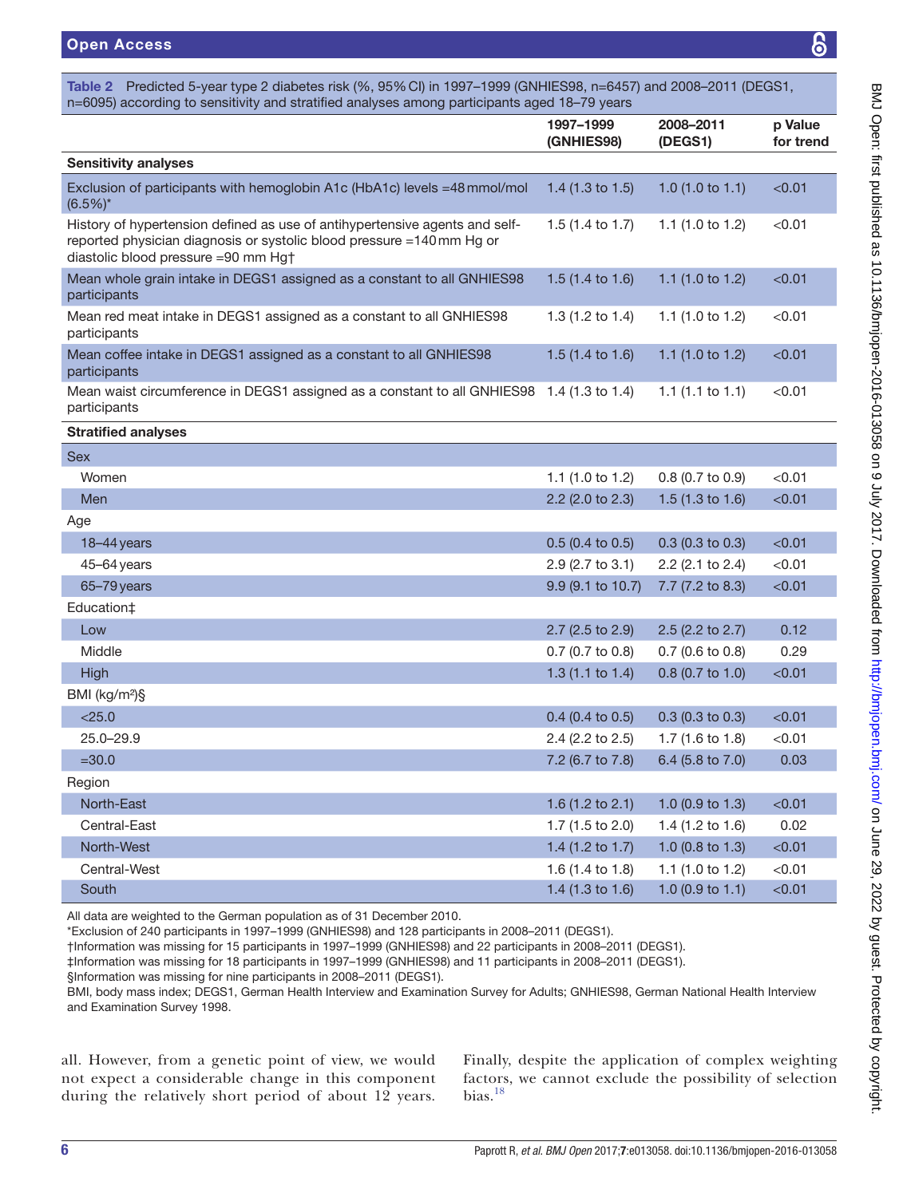**Table 2** Predicted 5-year type 2 diabetes risk (%, 95% CI) in 1997–1999 (GNHIES98, n=6457) and 2008–2011 (DEGS1, n=6095) according to sensitivity and stratified analyses among participants aged 18–79 years

| | 1997–1999 (GNHIES98) | 2008–2011 (DEGS1) | p Value for trend |
|---|---|---|---|
| **Sensitivity analyses** | | | |
| Exclusion of participants with hemoglobin A1c (HbA1c) levels =48 mmol/mol (6.5%)* | 1.4 (1.3 to 1.5) | 1.0 (1.0 to 1.1) | <0.01 |
| History of hypertension defined as use of antihypertensive agents and self-reported physician diagnosis or systolic blood pressure =140 mm Hg or diastolic blood pressure =90 mm Hg† | 1.5 (1.4 to 1.7) | 1.1 (1.0 to 1.2) | <0.01 |
| Mean whole grain intake in DEGS1 assigned as a constant to all GNHIES98 participants | 1.5 (1.4 to 1.6) | 1.1 (1.0 to 1.2) | <0.01 |
| Mean red meat intake in DEGS1 assigned as a constant to all GNHIES98 participants | 1.3 (1.2 to 1.4) | 1.1 (1.0 to 1.2) | <0.01 |
| Mean coffee intake in DEGS1 assigned as a constant to all GNHIES98 participants | 1.5 (1.4 to 1.6) | 1.1 (1.0 to 1.2) | <0.01 |
| Mean waist circumference in DEGS1 assigned as a constant to all GNHIES98 participants | 1.4 (1.3 to 1.4) | 1.1 (1.1 to 1.1) | <0.01 |
| **Stratified analyses** | | | |
| Sex | | | |
| Women | 1.1 (1.0 to 1.2) | 0.8 (0.7 to 0.9) | <0.01 |
| Men | 2.2 (2.0 to 2.3) | 1.5 (1.3 to 1.6) | <0.01 |
| Age | | | |
| 18–44 years | 0.5 (0.4 to 0.5) | 0.3 (0.3 to 0.3) | <0.01 |
| 45–64 years | 2.9 (2.7 to 3.1) | 2.2 (2.1 to 2.4) | <0.01 |
| 65–79 years | 9.9 (9.1 to 10.7) | 7.7 (7.2 to 8.3) | <0.01 |
| Education‡ | | | |
| Low | 2.7 (2.5 to 2.9) | 2.5 (2.2 to 2.7) | 0.12 |
| Middle | 0.7 (0.7 to 0.8) | 0.7 (0.6 to 0.8) | 0.29 |
| High | 1.3 (1.1 to 1.4) | 0.8 (0.7 to 1.0) | <0.01 |
| BMI (kg/m²)§ | | | |
| <25.0 | 0.4 (0.4 to 0.5) | 0.3 (0.3 to 0.3) | <0.01 |
| 25.0–29.9 | 2.4 (2.2 to 2.5) | 1.7 (1.6 to 1.8) | <0.01 |
| =30.0 | 7.2 (6.7 to 7.8) | 6.4 (5.8 to 7.0) | 0.03 |
| Region | | | |
| North-East | 1.6 (1.2 to 2.1) | 1.0 (0.9 to 1.3) | <0.01 |
| Central-East | 1.7 (1.5 to 2.0) | 1.4 (1.2 to 1.6) | 0.02 |
| North-West | 1.4 (1.2 to 1.7) | 1.0 (0.8 to 1.3) | <0.01 |
| Central-West | 1.6 (1.4 to 1.8) | 1.1 (1.0 to 1.2) | <0.01 |
| South | 1.4 (1.3 to 1.6) | 1.0 (0.9 to 1.1) | <0.01 |

All data are weighted to the German population as of 31 December 2010.
*Exclusion of 240 participants in 1997–1999 (GNHIES98) and 128 participants in 2008–2011 (DEGS1).
†Information was missing for 15 participants in 1997–1999 (GNHIES98) and 22 participants in 2008–2011 (DEGS1).
‡Information was missing for 18 participants in 1997–1999 (GNHIES98) and 11 participants in 2008–2011 (DEGS1).
§Information was missing for nine participants in 2008–2011 (DEGS1).
BMI, body mass index; DEGS1, German Health Interview and Examination Survey for Adults; GNHIES98, German National Health Interview and Examination Survey 1998.

all. However, from a genetic point of view, we would not expect a considerable change in this component during the relatively short period of about 12 years. Finally, despite the application of complex weighting factors, we cannot exclude the possibility of selection bias.[18]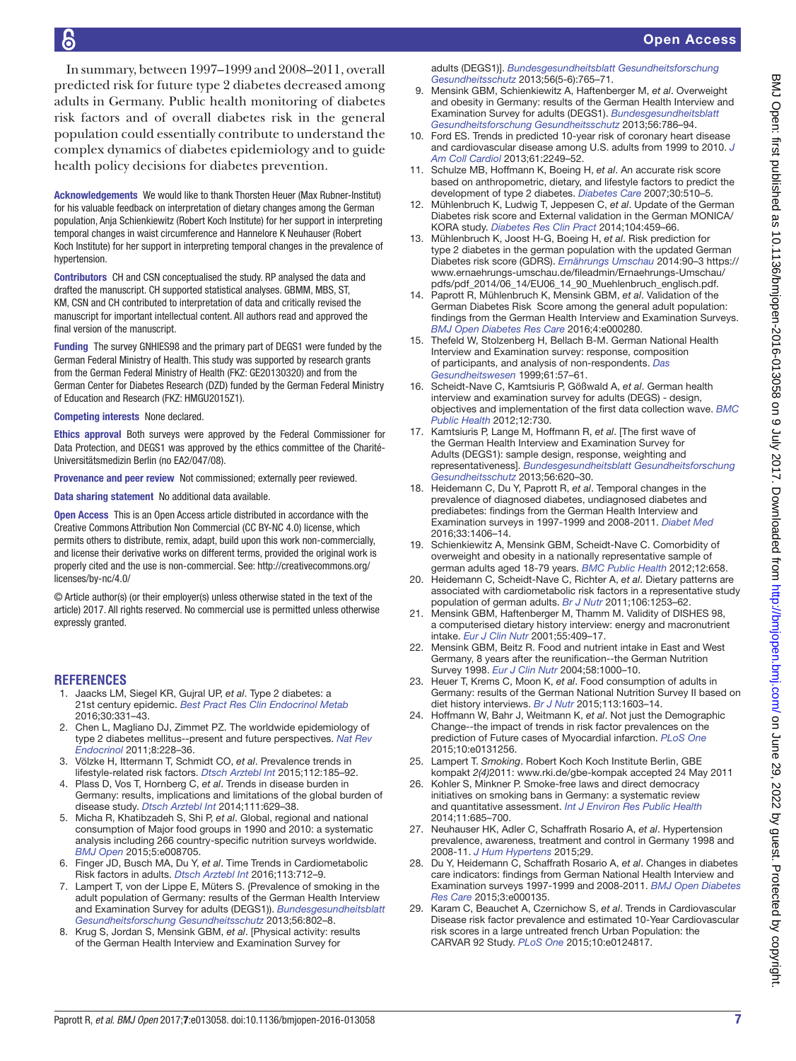In summary, between 1997–1999 and 2008–2011, overall predicted risk for future type 2 diabetes decreased among adults in Germany. Public health monitoring of diabetes risk factors and of overall diabetes risk in the general population could essentially contribute to understand the complex dynamics of diabetes epidemiology and to guide health policy decisions for diabetes prevention.

**Acknowledgements** We would like to thank Thorsten Heuer (Max Rubner-Institut) for his valuable feedback on interpretation of dietary changes among the German population, Anja Schienkiewitz (Robert Koch Institute) for her support in interpreting temporal changes in waist circumference and Hannelore K Neuhauser (Robert Koch Institute) for her support in interpreting temporal changes in the prevalence of hypertension.

**Contributors** CH and CSN conceptualised the study. RP analysed the data and drafted the manuscript. CH supported statistical analyses. GBMM, MBS, ST, KM, CSN and CH contributed to interpretation of data and critically revised the manuscript for important intellectual content. All authors read and approved the final version of the manuscript.

**Funding** The survey GNHIES98 and the primary part of DEGS1 were funded by the German Federal Ministry of Health. This study was supported by research grants from the German Federal Ministry of Health (FKZ: GE20130320) and from the German Center for Diabetes Research (DZD) funded by the German Federal Ministry of Education and Research (FKZ: HMGU2015Z1).

**Competing interests** None declared.

**Ethics approval** Both surveys were approved by the Federal Commissioner for Data Protection, and DEGS1 was approved by the ethics committee of the Charité-Universitätsmedizin Berlin (no EA2/047/08).

**Provenance and peer review** Not commissioned; externally peer reviewed.

**Data sharing statement** No additional data available.

**Open Access** This is an Open Access article distributed in accordance with the Creative Commons Attribution Non Commercial (CC BY-NC 4.0) license, which permits others to distribute, remix, adapt, build upon this work non-commercially, and license their derivative works on different terms, provided the original work is properly cited and the use is non-commercial. See: http://creativecommons.org/licenses/by-nc/4.0/

© Article author(s) (or their employer(s) unless otherwise stated in the text of the article) 2017. All rights reserved. No commercial use is permitted unless otherwise expressly granted.

## REFERENCES

1. Jaacks LM, Siegel KR, Gujral UP, *et al*. Type 2 diabetes: a 21st century epidemic. *Best Pract Res Clin Endocrinol Metab* 2016;30:331–43.
2. Chen L, Magliano DJ, Zimmet PZ. The worldwide epidemiology of type 2 diabetes mellitus--present and future perspectives. *Nat Rev Endocrinol* 2011;8:228–36.
3. Völzke H, Ittermann T, Schmidt CO, *et al*. Prevalence trends in lifestyle-related risk factors. *Dtsch Arztebl Int* 2015;112:185–92.
4. Plass D, Vos T, Hornberg C, *et al*. Trends in disease burden in Germany: results, implications and limitations of the global burden of disease study. *Dtsch Arztebl Int* 2014;111:629–38.
5. Micha R, Khatibzadeh S, Shi P, *et al*. Global, regional and national consumption of Major food groups in 1990 and 2010: a systematic analysis including 266 country-specific nutrition surveys worldwide. *BMJ Open* 2015;5:e008705.
6. Finger JD, Busch MA, Du Y, *et al*. Time Trends in Cardiometabolic Risk Factors in adults. *Dtsch Arztebl Int* 2016;113:712–9.
7. Lampert T, von der Lippe E, Müters S. [Prevalence of smoking in the adult population of Germany: results of the German Health Interview and Examination Survey for adults (DEGS1)]. *Bundesgesundheitsblatt Gesundheitsforschung Gesundheitsschutz* 2013;56:802–8.
8. Krug S, Jordan S, Mensink GBM, *et al*. [Physical activity: results of the German Health Interview and Examination Survey for adults (DEGS1)]. *Bundesgesundheitsblatt Gesundheitsforschung Gesundheitsschutz* 2013;56(5-6):765–71.
9. Mensink GBM, Schienkiewitz A, Haftenberger M, *et al*. Overweight and obesity in Germany: results of the German Health Interview and Examination Survey for adults (DEGS1). *Bundesgesundheitsblatt Gesundheitsforschung Gesundheitsschutz* 2013;56:786–94.
10. Ford ES. Trends in predicted 10-year risk of coronary heart disease and cardiovascular disease among U.S. adults from 1999 to 2010. *J Am Coll Cardiol* 2013;61:2249–52.
11. Schulze MB, Hoffmann K, Boeing H, *et al*. An accurate risk score based on anthropometric, dietary, and lifestyle factors to predict the development of type 2 diabetes. *Diabetes Care* 2007;30:510–5.
12. Mühlenbruch K, Ludwig T, Jeppesen C, *et al*. Update of the German Diabetes risk score and External validation in the German MONICA/KORA study. *Diabetes Res Clin Pract* 2014;104:459–66.
13. Mühlenbruch K, Joost H-G, Boeing H, *et al*. Risk prediction for type 2 diabetes in the german population with the updated German Diabetes risk score (GDRS). *Ernährungs Umschau* 2014:90–3 https://www.ernaehrungs-umschau.de/fileadmin/Ernaehrungs-Umschau/pdfs/pdf_2014/06_14/EU06_14_90_Muehlenbruch_englisch.pdf.
14. Paprott R, Mühlenbruch K, Mensink GBM, *et al*. Validation of the German Diabetes Risk Score among the general adult population: findings from the German Health Interview and Examination Surveys. *BMJ Open Diabetes Res Care* 2016;4:e000280.
15. Thefeld W, Stolzenberg H, Bellach B-M. German National Health Interview and Examination survey: response, composition of participants, and analysis of non-respondents. *Das Gesundheitswesen* 1999;61:57–61.
16. Scheidt-Nave C, Kamtsiuris P, Gößwald A, *et al*. German health interview and examination survey for adults (DEGS) - design, objectives and implementation of the first data collection wave. *BMC Public Health* 2012;12:730.
17. Kamtsiuris P, Lange M, Hoffmann R, *et al*. [The first wave of the German Health Interview and Examination Survey for Adults (DEGS1): sample design, response, weighting and representativeness]. *Bundesgesundheitsblatt Gesundheitsforschung Gesundheitsschutz* 2013;56:620–30.
18. Heidemann C, Du Y, Paprott R, *et al*. Temporal changes in the prevalence of diagnosed diabetes, undiagnosed diabetes and prediabetes: findings from the German Health Interview and Examination surveys in 1997-1999 and 2008-2011. *Diabet Med* 2016;33:1406–14.
19. Schienkiewitz A, Mensink GBM, Scheidt-Nave C. Comorbidity of overweight and obesity in a nationally representative sample of german adults aged 18-79 years. *BMC Public Health* 2012;12:658.
20. Heidemann C, Scheidt-Nave C, Richter A, *et al*. Dietary patterns are associated with cardiometabolic risk factors in a representative study population of german adults. *Br J Nutr* 2011;106:1253–62.
21. Mensink GBM, Haftenberger M, Thamm M. Validity of DISHES 98, a computerised dietary history interview: energy and macronutrient intake. *Eur J Clin Nutr* 2001;55:409–17.
22. Mensink GBM, Beitz R. Food and nutrient intake in East and West Germany, 8 years after the reunification--the German Nutrition Survey 1998. *Eur J Clin Nutr* 2004;58:1000–10.
23. Heuer T, Krems C, Moon K, *et al*. Food consumption of adults in Germany: results of the German National Nutrition Survey II based on diet history interviews. *Br J Nutr* 2015;113:1603–14.
24. Hoffmann W, Bahr J, Weitmann K, *et al*. Not just the Demographic Change--the impact of trends in risk factor prevalences on the prediction of Future cases of Myocardial infarction. *PLoS One* 2015;10:e0131256.
25. Lampert T. *Smoking*. Robert Koch Koch Institute Berlin, GBE kompakt *2(4)*2011: www.rki.de/gbe-kompak accepted 24 May 2011
26. Kohler S, Minkner P. Smoke-free laws and direct democracy initiatives on smoking bans in Germany: a systematic review and quantitative assessment. *Int J Environ Res Public Health* 2014;11:685–700.
27. Neuhauser HK, Adler C, Schaffrath Rosario A, *et al*. Hypertension prevalence, awareness, treatment and control in Germany 1998 and 2008-11. *J Hum Hypertens* 2015;29.
28. Du Y, Heidemann C, Schaffrath Rosario A, *et al*. Changes in diabetes care indicators: findings from German National Health Interview and Examination surveys 1997-1999 and 2008-2011. *BMJ Open Diabetes Res Care* 2015;3:e000135.
29. Karam C, Beauchet A, Czernichow S, *et al*. Trends in Cardiovascular Disease risk factor prevalence and estimated 10-Year Cardiovascular risk scores in a large untreated french Urban Population: the CARVAR 92 Study. *PLoS One* 2015;10:e0124817.